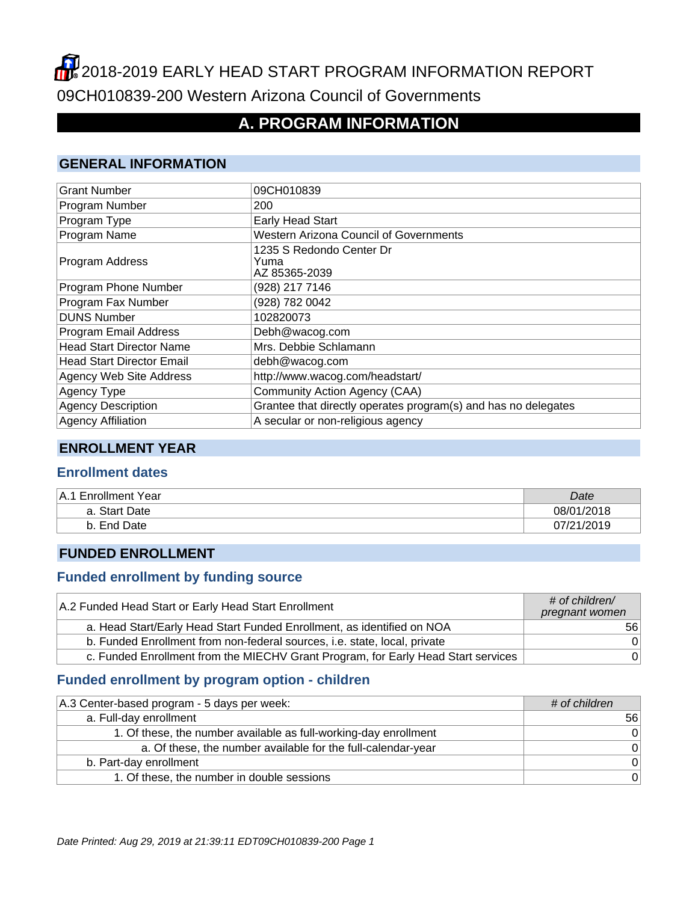# 2018-2019 EARLY HEAD START PROGRAM INFORMATION REPORT

09CH010839-200 Western Arizona Council of Governments

## A. PROGRAM INFORMATION

### GENERAL INFORMATION

| | |
|---|---|
| Grant Number | 09CH010839 |
| Program Number | 200 |
| Program Type | Early Head Start |
| Program Name | Western Arizona Council of Governments |
| Program Address | 1235 S Redondo Center Dr<br>Yuma<br>AZ 85365-2039 |
| Program Phone Number | (928) 217 7146 |
| Program Fax Number | (928) 782 0042 |
| DUNS Number | 102820073 |
| Program Email Address | Debh@wacog.com |
| Head Start Director Name | Mrs. Debbie Schlamann |
| Head Start Director Email | debh@wacog.com |
| Agency Web Site Address | http://www.wacog.com/headstart/ |
| Agency Type | Community Action Agency (CAA) |
| Agency Description | Grantee that directly operates program(s) and has no delegates |
| Agency Affiliation | A secular or non-religious agency |

### ENROLLMENT YEAR

#### Enrollment dates

| A.1 Enrollment Year | *Date* |
|---|---|
| a. Start Date | 08/01/2018 |
| b. End Date | 07/21/2019 |

### FUNDED ENROLLMENT

#### Funded enrollment by funding source

| A.2 Funded Head Start or Early Head Start Enrollment | *# of children/ pregnant women* |
|---|---|
| a. Head Start/Early Head Start Funded Enrollment, as identified on NOA | 56 |
| b. Funded Enrollment from non-federal sources, i.e. state, local, private | 0 |
| c. Funded Enrollment from the MIECHV Grant Program, for Early Head Start services | 0 |

#### Funded enrollment by program option - children

| A.3 Center-based program - 5 days per week: | *# of children* |
|---|---|
| a. Full-day enrollment | 56 |
| 1. Of these, the number available as full-working-day enrollment | 0 |
| a. Of these, the number available for the full-calendar-year | 0 |
| b. Part-day enrollment | 0 |
| 1. Of these, the number in double sessions | 0 |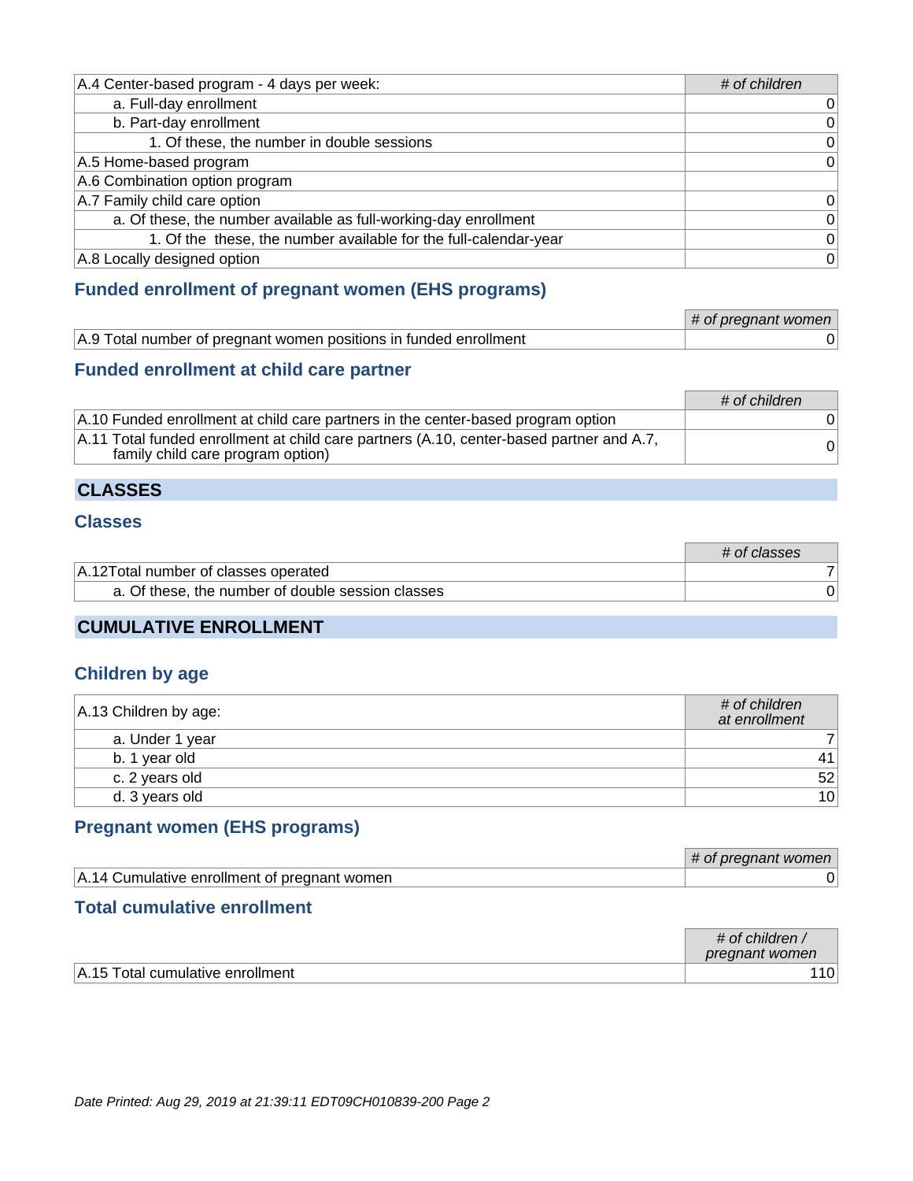| A.4 Center-based program - 4 days per week: | # of children |
|---|---|
| a. Full-day enrollment | 0 |
| b. Part-day enrollment | 0 |
| 1. Of these, the number in double sessions | 0 |
| A.5 Home-based program | 0 |
| A.6 Combination option program | |
| A.7 Family child care option | 0 |
| a. Of these, the number available as full-working-day enrollment | 0 |
| 1. Of the these, the number available for the full-calendar-year | 0 |
| A.8 Locally designed option | 0 |

### Funded enrollment of pregnant women (EHS programs)

| | # of pregnant women |
|---|---|
| A.9 Total number of pregnant women positions in funded enrollment | 0 |

### Funded enrollment at child care partner

| | # of children |
|---|---|
| A.10 Funded enrollment at child care partners in the center-based program option | 0 |
| A.11 Total funded enrollment at child care partners (A.10, center-based partner and A.7, family child care program option) | 0 |

## CLASSES

### Classes

| | # of classes |
|---|---|
| A.12Total number of classes operated | 7 |
| a. Of these, the number of double session classes | 0 |

## CUMULATIVE ENROLLMENT

### Children by age

| A.13 Children by age: | # of children at enrollment |
|---|---|
| a. Under 1 year | 7 |
| b. 1 year old | 41 |
| c. 2 years old | 52 |
| d. 3 years old | 10 |

### Pregnant women (EHS programs)

| | # of pregnant women |
|---|---|
| A.14 Cumulative enrollment of pregnant women | 0 |

### Total cumulative enrollment

| | # of children / pregnant women |
|---|---|
| A.15 Total cumulative enrollment | 110 |

*Date Printed: Aug 29, 2019 at 21:39:11 EDT09CH010839-200 Page 2*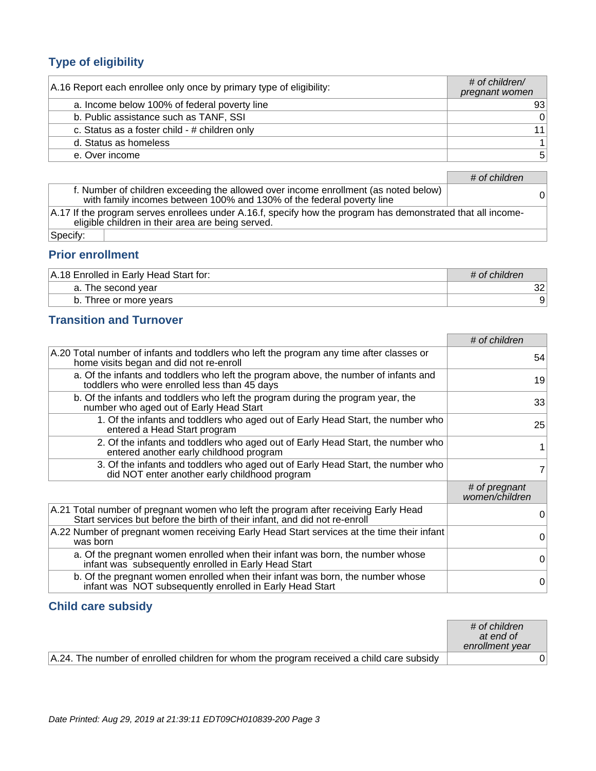## Type of eligibility

| A.16 Report each enrollee only once by primary type of eligibility: | *# of children/ pregnant women* |
|---|---|
| a. Income below 100% of federal poverty line | 93 |
| b. Public assistance such as TANF, SSI | 0 |
| c. Status as a foster child - # children only | 11 |
| d. Status as homeless | 1 |
| e. Over income | 5 |

| | *# of children* |
|---|---|
| f. Number of children exceeding the allowed over income enrollment (as noted below) with family incomes between 100% and 130% of the federal poverty line | 0 |
| A.17 If the program serves enrollees under A.16.f, specify how the program has demonstrated that all income-eligible children in their area are being served. | |
| Specify: | |

## Prior enrollment

| A.18 Enrolled in Early Head Start for: | *# of children* |
|---|---|
| a. The second year | 32 |
| b. Three or more years | 9 |

## Transition and Turnover

| | *# of children* |
|---|---|
| A.20 Total number of infants and toddlers who left the program any time after classes or home visits began and did not re-enroll | 54 |
| a. Of the infants and toddlers who left the program above, the number of infants and toddlers who were enrolled less than 45 days | 19 |
| b. Of the infants and toddlers who left the program during the program year, the number who aged out of Early Head Start | 33 |
| 1. Of the infants and toddlers who aged out of Early Head Start, the number who entered a Head Start program | 25 |
| 2. Of the infants and toddlers who aged out of Early Head Start, the number who entered another early childhood program | 1 |
| 3. Of the infants and toddlers who aged out of Early Head Start, the number who did NOT enter another early childhood program | 7 |
| | *# of pregnant women/children* |
| A.21 Total number of pregnant women who left the program after receiving Early Head Start services but before the birth of their infant, and did not re-enroll | 0 |
| A.22 Number of pregnant women receiving Early Head Start services at the time their infant was born | 0 |
| a. Of the pregnant women enrolled when their infant was born, the number whose infant was subsequently enrolled in Early Head Start | 0 |
| b. Of the pregnant women enrolled when their infant was born, the number whose infant was NOT subsequently enrolled in Early Head Start | 0 |

## Child care subsidy

| | *# of children at end of enrollment year* |
|---|---|
| A.24. The number of enrolled children for whom the program received a child care subsidy | 0 |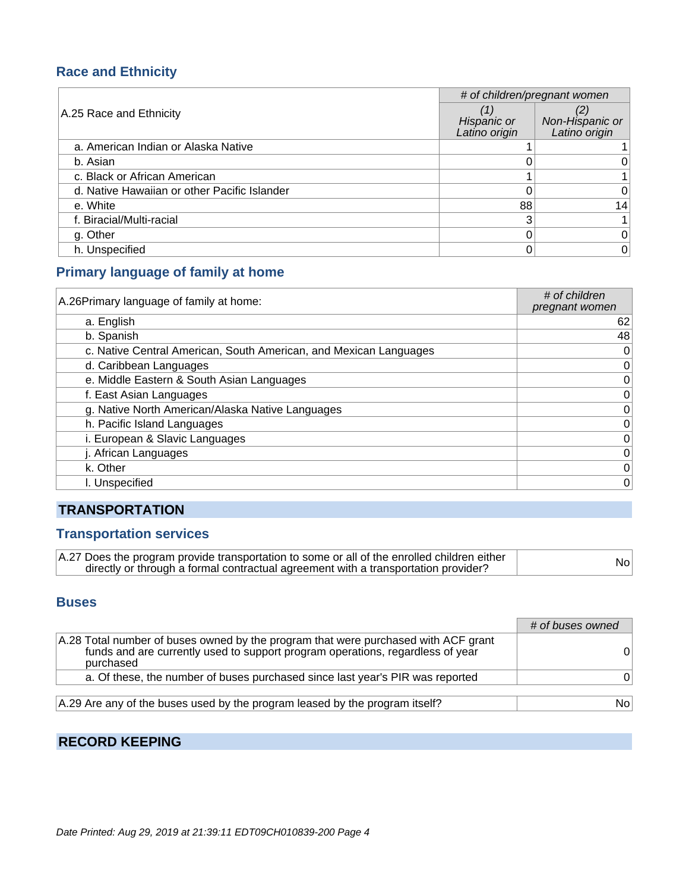## Race and Ethnicity

| A.25 Race and Ethnicity | # of children/pregnant women | |
|---|---|---|
| | (1) Hispanic or Latino origin | (2) Non-Hispanic or Latino origin |
| a. American Indian or Alaska Native | 1 | 1 |
| b. Asian | 0 | 0 |
| c. Black or African American | 1 | 1 |
| d. Native Hawaiian or other Pacific Islander | 0 | 0 |
| e. White | 88 | 14 |
| f. Biracial/Multi-racial | 3 | 1 |
| g. Other | 0 | 0 |
| h. Unspecified | 0 | 0 |

## Primary language of family at home

| A.26Primary language of family at home: | # of children pregnant women |
|---|---|
| a. English | 62 |
| b. Spanish | 48 |
| c. Native Central American, South American, and Mexican Languages | 0 |
| d. Caribbean Languages | 0 |
| e. Middle Eastern & South Asian Languages | 0 |
| f. East Asian Languages | 0 |
| g. Native North American/Alaska Native Languages | 0 |
| h. Pacific Island Languages | 0 |
| i. European & Slavic Languages | 0 |
| j. African Languages | 0 |
| k. Other | 0 |
| l. Unspecified | 0 |

# TRANSPORTATION

## Transportation services

| A.27 Does the program provide transportation to some or all of the enrolled children either directly or through a formal contractual agreement with a transportation provider? | No |
|---|---|

## Buses

| | # of buses owned |
|---|---|
| A.28 Total number of buses owned by the program that were purchased with ACF grant funds and are currently used to support program operations, regardless of year purchased | 0 |
| a. Of these, the number of buses purchased since last year's PIR was reported | 0 |

| A.29 Are any of the buses used by the program leased by the program itself? | No |
|---|---|

# RECORD KEEPING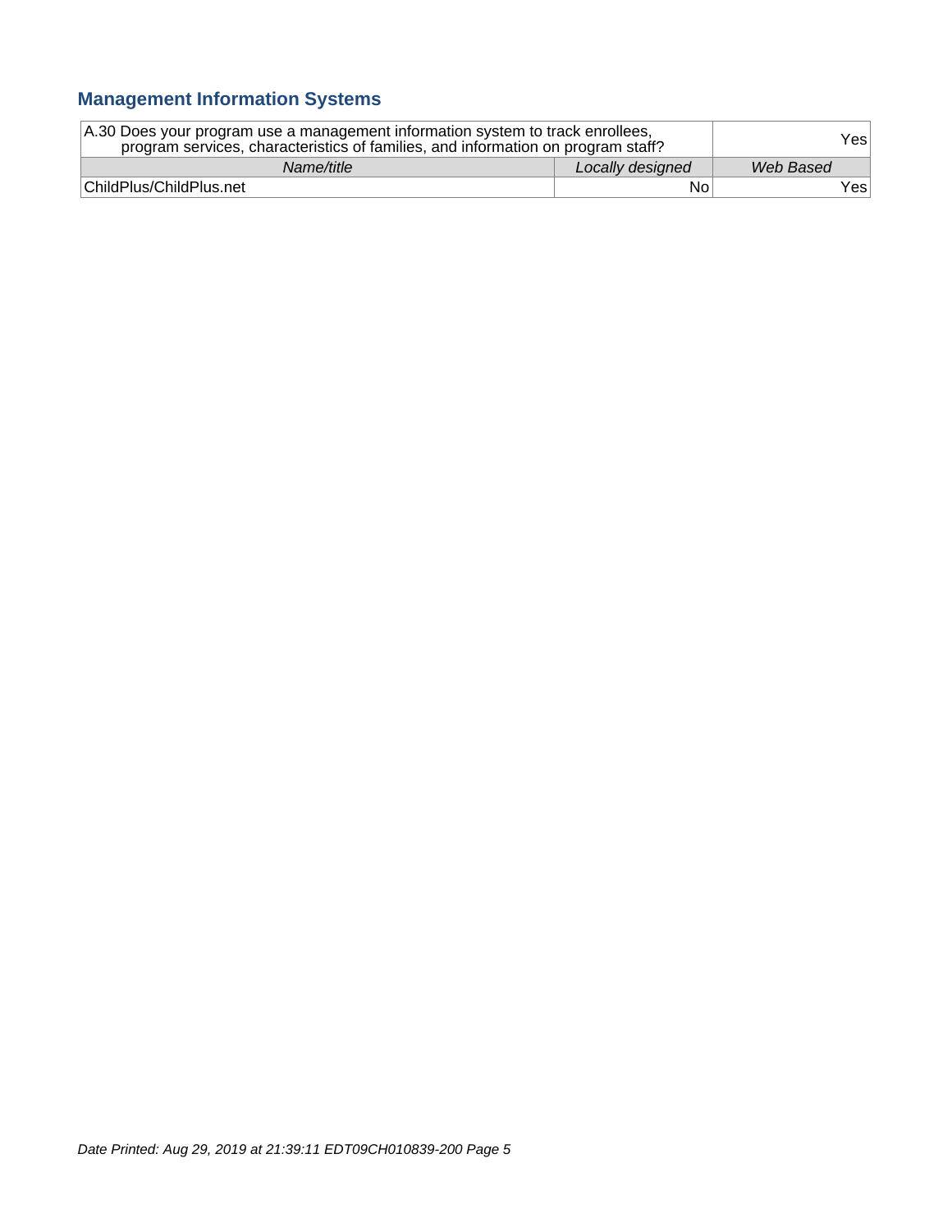## Management Information Systems

| A.30 Does your program use a management information system to track enrollees, program services, characteristics of families, and information on program staff? | | Yes |
|---|---|---|
| *Name/title* | *Locally designed* | *Web Based* |
| ChildPlus/ChildPlus.net | No | Yes |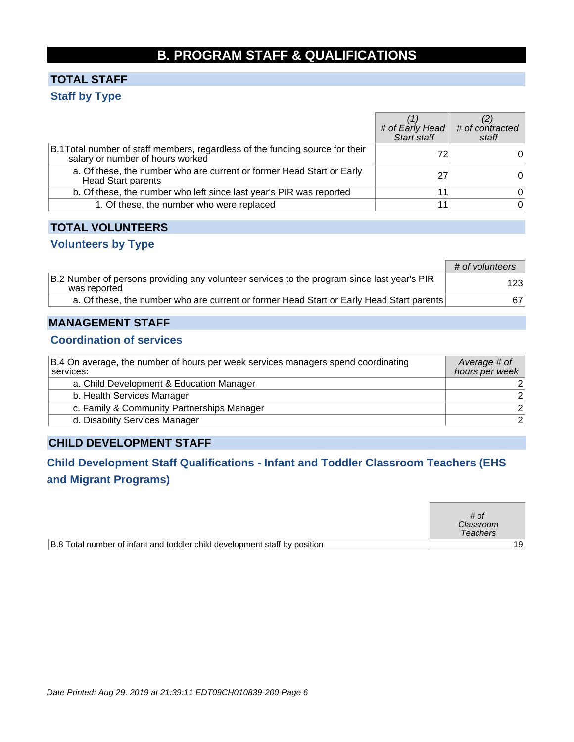# B. PROGRAM STAFF & QUALIFICATIONS

## TOTAL STAFF

### Staff by Type

| | (1) # of Early Head Start staff | (2) # of contracted staff |
|---|---|---|
| B.1Total number of staff members, regardless of the funding source for their salary or number of hours worked | 72 | 0 |
| a. Of these, the number who are current or former Head Start or Early Head Start parents | 27 | 0 |
| b. Of these, the number who left since last year's PIR was reported | 11 | 0 |
| 1. Of these, the number who were replaced | 11 | 0 |

## TOTAL VOLUNTEERS

### Volunteers by Type

| | # of volunteers |
|---|---|
| B.2 Number of persons providing any volunteer services to the program since last year's PIR was reported | 123 |
| a. Of these, the number who are current or former Head Start or Early Head Start parents | 67 |

## MANAGEMENT STAFF

### Coordination of services

| B.4 On average, the number of hours per week services managers spend coordinating services: | Average # of hours per week |
|---|---|
| a. Child Development & Education Manager | 2 |
| b. Health Services Manager | 2 |
| c. Family & Community Partnerships Manager | 2 |
| d. Disability Services Manager | 2 |

## CHILD DEVELOPMENT STAFF

### Child Development Staff Qualifications - Infant and Toddler Classroom Teachers (EHS and Migrant Programs)

| | # of Classroom Teachers |
|---|---|
| B.8 Total number of infant and toddler child development staff by position | 19 |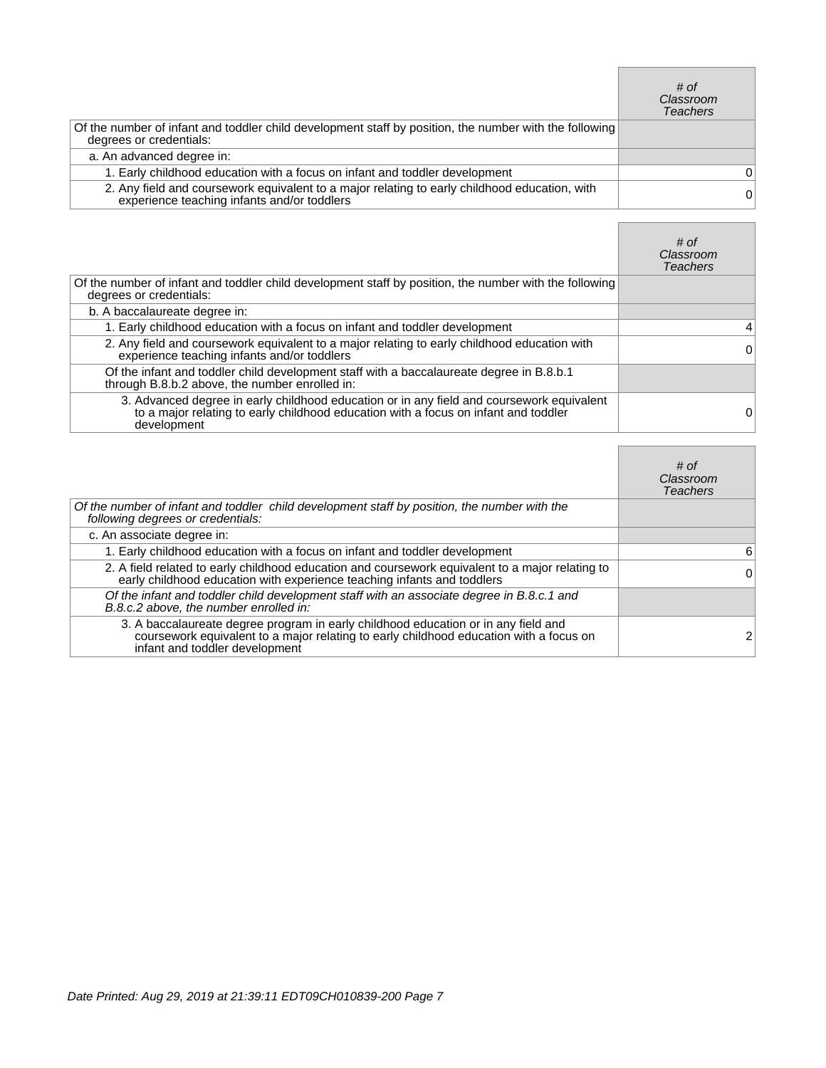| | *# of Classroom Teachers* |
|---|---|
| Of the number of infant and toddler child development staff by position, the number with the following degrees or credentials: | |
| a. An advanced degree in: | |
| 1. Early childhood education with a focus on infant and toddler development | 0 |
| 2. Any field and coursework equivalent to a major relating to early childhood education, with experience teaching infants and/or toddlers | 0 |

| | *# of Classroom Teachers* |
|---|---|
| Of the number of infant and toddler child development staff by position, the number with the following degrees or credentials: | |
| b. A baccalaureate degree in: | |
| 1. Early childhood education with a focus on infant and toddler development | 4 |
| 2. Any field and coursework equivalent to a major relating to early childhood education with experience teaching infants and/or toddlers | 0 |
| Of the infant and toddler child development staff with a baccalaureate degree in B.8.b.1 through B.8.b.2 above, the number enrolled in: | |
| 3. Advanced degree in early childhood education or in any field and coursework equivalent to a major relating to early childhood education with a focus on infant and toddler development | 0 |

| | *# of Classroom Teachers* |
|---|---|
| *Of the number of infant and toddler child development staff by position, the number with the following degrees or credentials:* | |
| c. An associate degree in: | |
| 1. Early childhood education with a focus on infant and toddler development | 6 |
| 2. A field related to early childhood education and coursework equivalent to a major relating to early childhood education with experience teaching infants and toddlers | 0 |
| *Of the infant and toddler child development staff with an associate degree in B.8.c.1 and B.8.c.2 above, the number enrolled in:* | |
| 3. A baccalaureate degree program in early childhood education or in any field and coursework equivalent to a major relating to early childhood education with a focus on infant and toddler development | 2 |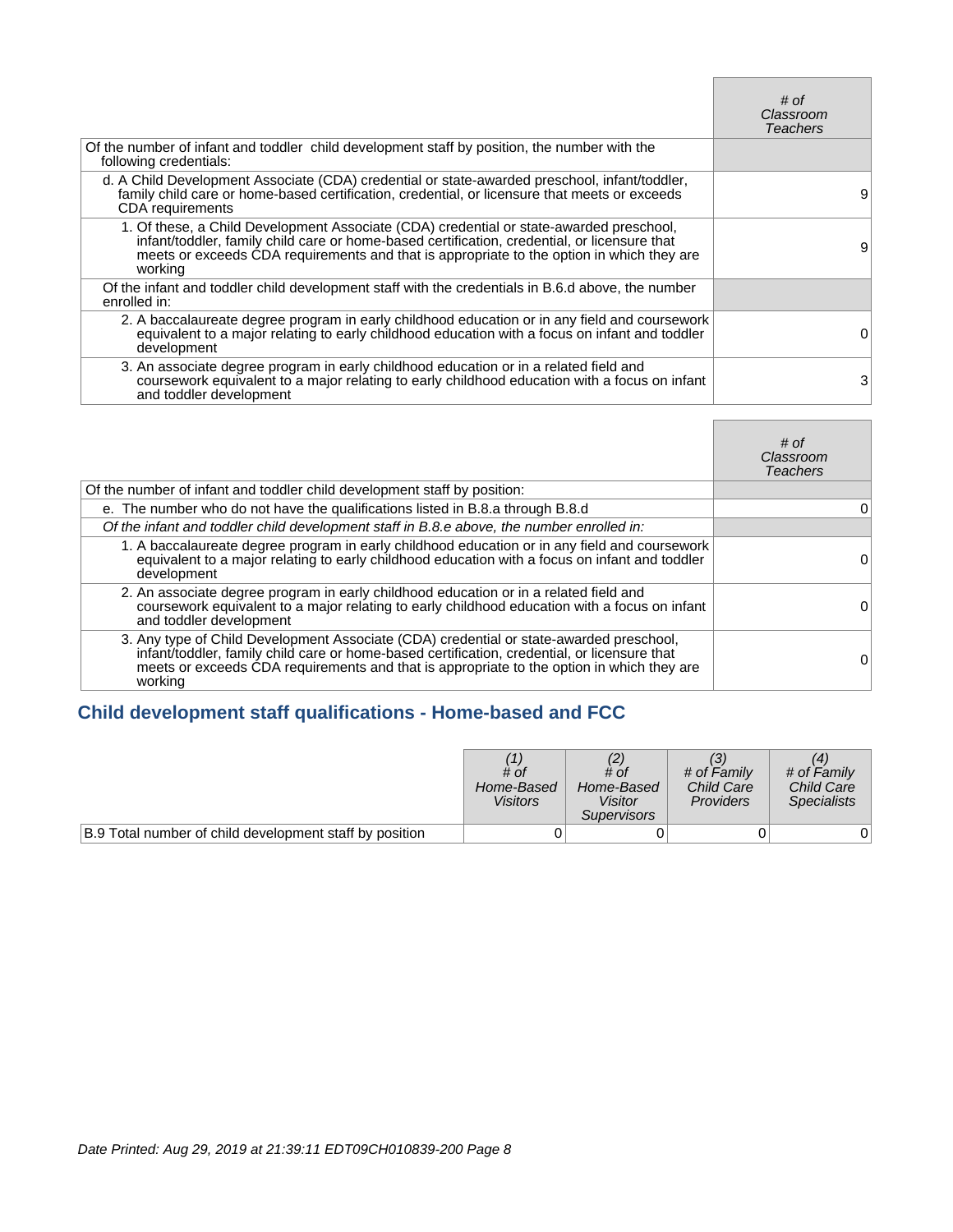| | # of Classroom Teachers |
|---|---|
| Of the number of infant and toddler child development staff by position, the number with the following credentials: | |
| d. A Child Development Associate (CDA) credential or state-awarded preschool, infant/toddler, family child care or home-based certification, credential, or licensure that meets or exceeds CDA requirements | 9 |
| 1. Of these, a Child Development Associate (CDA) credential or state-awarded preschool, infant/toddler, family child care or home-based certification, credential, or licensure that meets or exceeds CDA requirements and that is appropriate to the option in which they are working | 9 |
| Of the infant and toddler child development staff with the credentials in B.6.d above, the number enrolled in: | |
| 2. A baccalaureate degree program in early childhood education or in any field and coursework equivalent to a major relating to early childhood education with a focus on infant and toddler development | 0 |
| 3. An associate degree program in early childhood education or in a related field and coursework equivalent to a major relating to early childhood education with a focus on infant and toddler development | 3 |

| | # of Classroom Teachers |
|---|---|
| Of the number of infant and toddler child development staff by position: | |
| e. The number who do not have the qualifications listed in B.8.a through B.8.d | 0 |
| *Of the infant and toddler child development staff in B.8.e above, the number enrolled in:* | |
| 1. A baccalaureate degree program in early childhood education or in any field and coursework equivalent to a major relating to early childhood education with a focus on infant and toddler development | 0 |
| 2. An associate degree program in early childhood education or in a related field and coursework equivalent to a major relating to early childhood education with a focus on infant and toddler development | 0 |
| 3. Any type of Child Development Associate (CDA) credential or state-awarded preschool, infant/toddler, family child care or home-based certification, credential, or licensure that meets or exceeds CDA requirements and that is appropriate to the option in which they are working | 0 |

## Child development staff qualifications - Home-based and FCC

| | (1) # of Home-Based Visitors | (2) # of Home-Based Visitor Supervisors | (3) # of Family Child Care Providers | (4) # of Family Child Care Specialists |
|---|---|---|---|---|
| B.9 Total number of child development staff by position | 0 | 0 | 0 | 0 |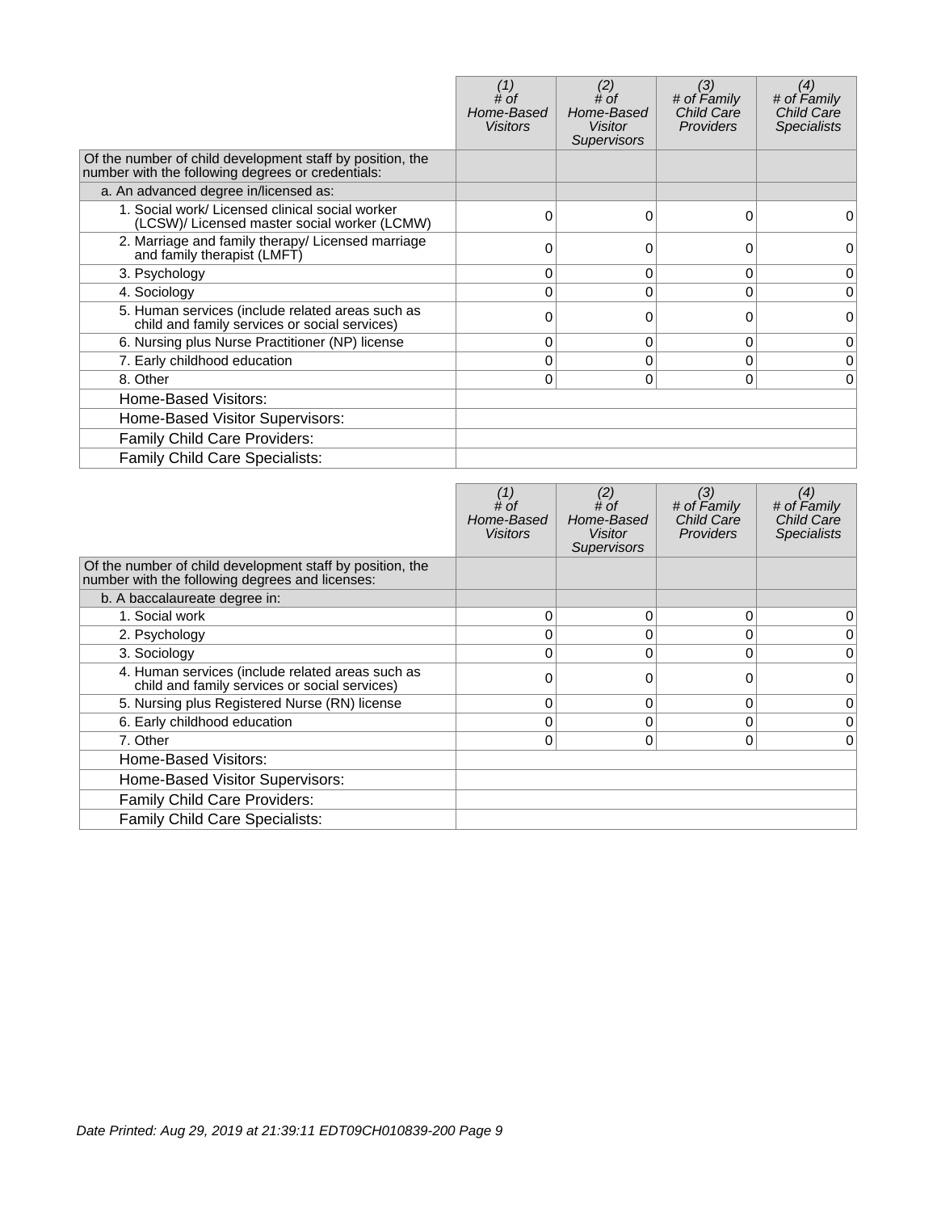| | (1) # of Home-Based Visitors | (2) # of Home-Based Visitor Supervisors | (3) # of Family Child Care Providers | (4) # of Family Child Care Specialists |
|---|---|---|---|---|
| Of the number of child development staff by position, the number with the following degrees or credentials: | | | | |
| a. An advanced degree in/licensed as: | | | | |
| 1. Social work/ Licensed clinical social worker (LCSW)/ Licensed master social worker (LCMW) | 0 | 0 | 0 | 0 |
| 2. Marriage and family therapy/ Licensed marriage and family therapist (LMFT) | 0 | 0 | 0 | 0 |
| 3. Psychology | 0 | 0 | 0 | 0 |
| 4. Sociology | 0 | 0 | 0 | 0 |
| 5. Human services (include related areas such as child and family services or social services) | 0 | 0 | 0 | 0 |
| 6. Nursing plus Nurse Practitioner (NP) license | 0 | 0 | 0 | 0 |
| 7. Early childhood education | 0 | 0 | 0 | 0 |
| 8. Other | 0 | 0 | 0 | 0 |
| Home-Based Visitors: | | | | |
| Home-Based Visitor Supervisors: | | | | |
| Family Child Care Providers: | | | | |
| Family Child Care Specialists: | | | | |

| | (1) # of Home-Based Visitors | (2) # of Home-Based Visitor Supervisors | (3) # of Family Child Care Providers | (4) # of Family Child Care Specialists |
|---|---|---|---|---|
| Of the number of child development staff by position, the number with the following degrees and licenses: | | | | |
| b. A baccalaureate degree in: | | | | |
| 1. Social work | 0 | 0 | 0 | 0 |
| 2. Psychology | 0 | 0 | 0 | 0 |
| 3. Sociology | 0 | 0 | 0 | 0 |
| 4. Human services (include related areas such as child and family services or social services) | 0 | 0 | 0 | 0 |
| 5. Nursing plus Registered Nurse (RN) license | 0 | 0 | 0 | 0 |
| 6. Early childhood education | 0 | 0 | 0 | 0 |
| 7. Other | 0 | 0 | 0 | 0 |
| Home-Based Visitors: | | | | |
| Home-Based Visitor Supervisors: | | | | |
| Family Child Care Providers: | | | | |
| Family Child Care Specialists: | | | | |

Date Printed: Aug 29, 2019 at 21:39:11 EDT09CH010839-200 Page 9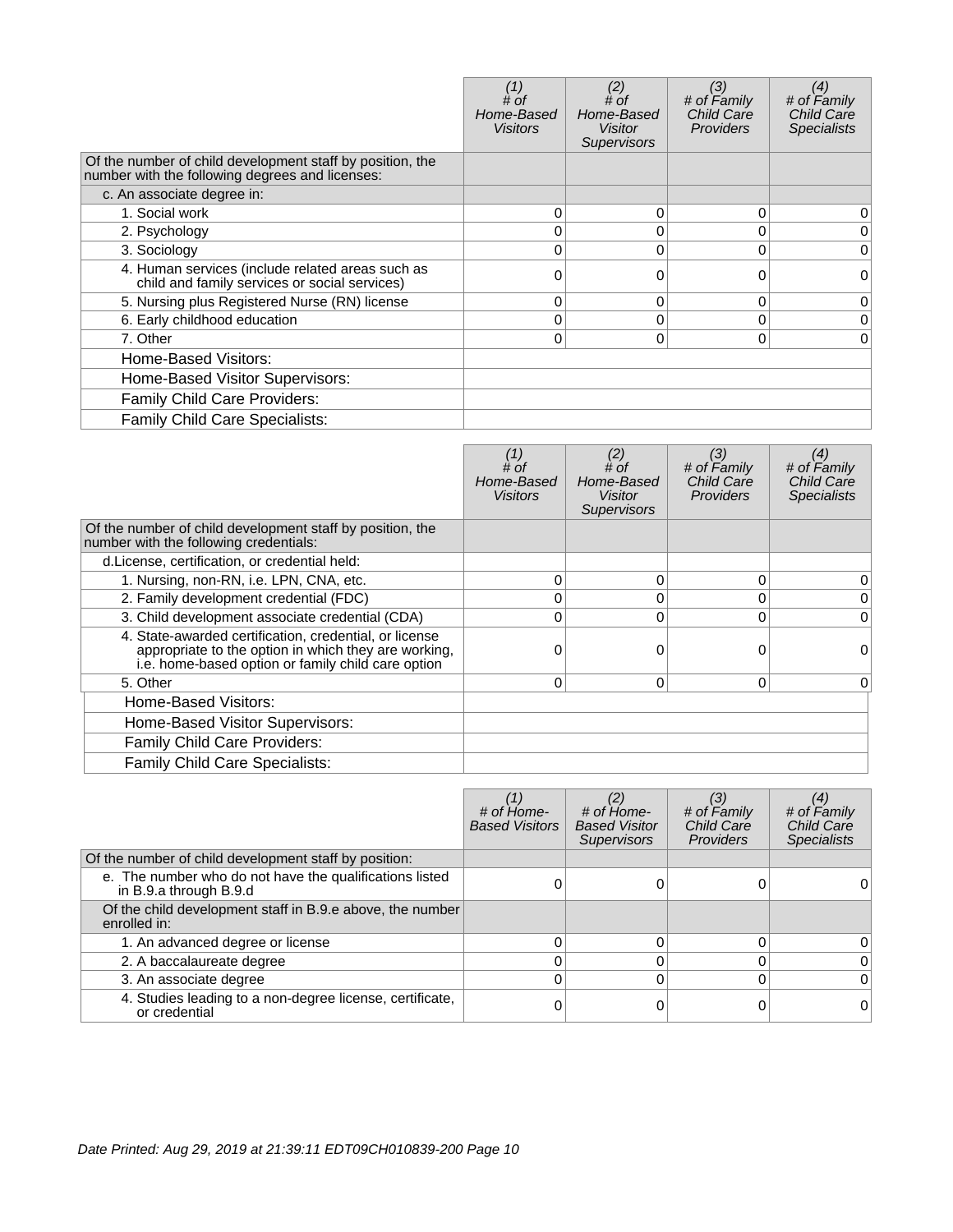| | (1) # of Home-Based Visitors | (2) # of Home-Based Visitor Supervisors | (3) # of Family Child Care Providers | (4) # of Family Child Care Specialists |
|---|---|---|---|---|
| Of the number of child development staff by position, the number with the following degrees and licenses: | | | | |
| c. An associate degree in: | | | | |
| 1. Social work | 0 | 0 | 0 | 0 |
| 2. Psychology | 0 | 0 | 0 | 0 |
| 3. Sociology | 0 | 0 | 0 | 0 |
| 4. Human services (include related areas such as child and family services or social services) | 0 | 0 | 0 | 0 |
| 5. Nursing plus Registered Nurse (RN) license | 0 | 0 | 0 | 0 |
| 6. Early childhood education | 0 | 0 | 0 | 0 |
| 7. Other | 0 | 0 | 0 | 0 |
| Home-Based Visitors: | | | | |
| Home-Based Visitor Supervisors: | | | | |
| Family Child Care Providers: | | | | |
| Family Child Care Specialists: | | | | |

| | (1) # of Home-Based Visitors | (2) # of Home-Based Visitor Supervisors | (3) # of Family Child Care Providers | (4) # of Family Child Care Specialists |
|---|---|---|---|---|
| Of the number of child development staff by position, the number with the following credentials: | | | | |
| d.License, certification, or credential held: | | | | |
| 1. Nursing, non-RN, i.e. LPN, CNA, etc. | 0 | 0 | 0 | 0 |
| 2. Family development credential (FDC) | 0 | 0 | 0 | 0 |
| 3. Child development associate credential (CDA) | 0 | 0 | 0 | 0 |
| 4. State-awarded certification, credential, or license appropriate to the option in which they are working, i.e. home-based option or family child care option | 0 | 0 | 0 | 0 |
| 5. Other | 0 | 0 | 0 | 0 |
| Home-Based Visitors: | | | | |
| Home-Based Visitor Supervisors: | | | | |
| Family Child Care Providers: | | | | |
| Family Child Care Specialists: | | | | |

| | (1) # of Home-Based Visitors | (2) # of Home-Based Visitor Supervisors | (3) # of Family Child Care Providers | (4) # of Family Child Care Specialists |
|---|---|---|---|---|
| Of the number of child development staff by position: | | | | |
| e. The number who do not have the qualifications listed in B.9.a through B.9.d | 0 | 0 | 0 | 0 |
| Of the child development staff in B.9.e above, the number enrolled in: | | | | |
| 1. An advanced degree or license | 0 | 0 | 0 | 0 |
| 2. A baccalaureate degree | 0 | 0 | 0 | 0 |
| 3. An associate degree | 0 | 0 | 0 | 0 |
| 4. Studies leading to a non-degree license, certificate, or credential | 0 | 0 | 0 | 0 |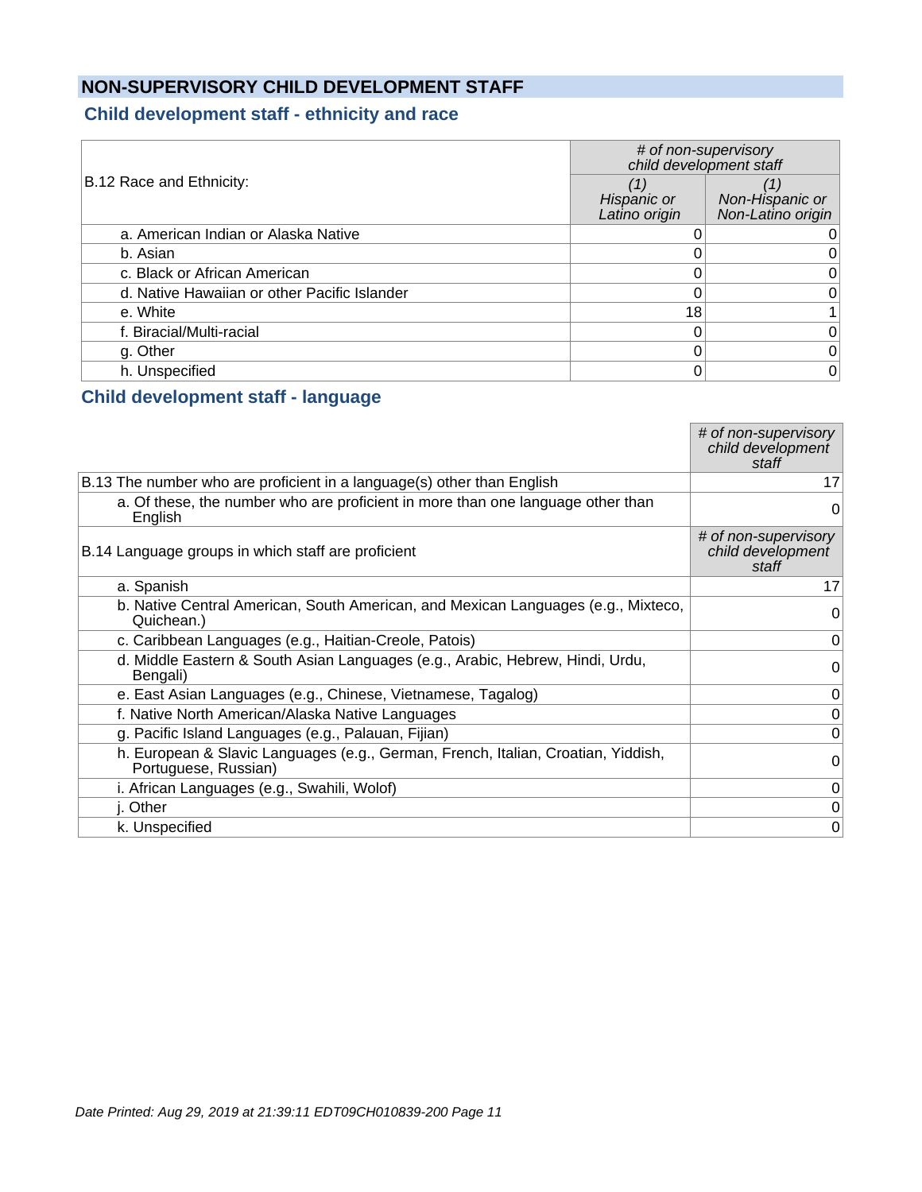## NON-SUPERVISORY CHILD DEVELOPMENT STAFF

### Child development staff - ethnicity and race

| B.12 Race and Ethnicity: | # of non-supervisory child development staff | |
|---|---|---|
| | *(1) Hispanic or Latino origin* | *(1) Non-Hispanic or Non-Latino origin* |
| a. American Indian or Alaska Native | 0 | 0 |
| b. Asian | 0 | 0 |
| c. Black or African American | 0 | 0 |
| d. Native Hawaiian or other Pacific Islander | 0 | 0 |
| e. White | 18 | 1 |
| f. Biracial/Multi-racial | 0 | 0 |
| g. Other | 0 | 0 |
| h. Unspecified | 0 | 0 |

### Child development staff - language

| | *# of non-supervisory child development staff* |
|---|---|
| B.13 The number who are proficient in a language(s) other than English | 17 |
| a. Of these, the number who are proficient in more than one language other than English | 0 |
| B.14 Language groups in which staff are proficient | *# of non-supervisory child development staff* |
| a. Spanish | 17 |
| b. Native Central American, South American, and Mexican Languages (e.g., Mixteco, Quichean.) | 0 |
| c. Caribbean Languages (e.g., Haitian-Creole, Patois) | 0 |
| d. Middle Eastern & South Asian Languages (e.g., Arabic, Hebrew, Hindi, Urdu, Bengali) | 0 |
| e. East Asian Languages (e.g., Chinese, Vietnamese, Tagalog) | 0 |
| f. Native North American/Alaska Native Languages | 0 |
| g. Pacific Island Languages (e.g., Palauan, Fijian) | 0 |
| h. European & Slavic Languages (e.g., German, French, Italian, Croatian, Yiddish, Portuguese, Russian) | 0 |
| i. African Languages (e.g., Swahili, Wolof) | 0 |
| j. Other | 0 |
| k. Unspecified | 0 |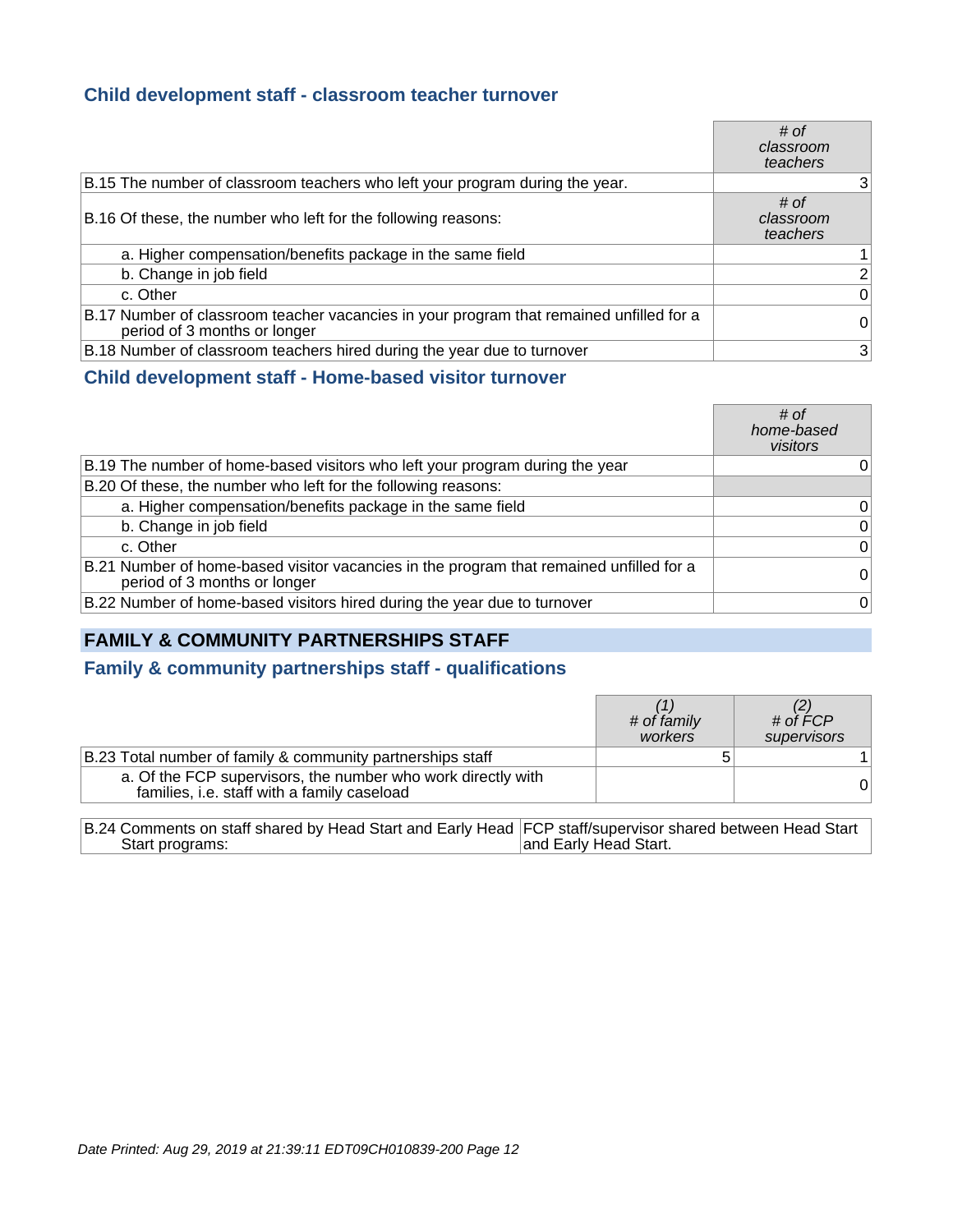### Child development staff - classroom teacher turnover

| | # of classroom teachers |
|---|---|
| B.15 The number of classroom teachers who left your program during the year. | 3 |
| B.16 Of these, the number who left for the following reasons: | # of classroom teachers |
| a. Higher compensation/benefits package in the same field | 1 |
| b. Change in job field | 2 |
| c. Other | 0 |
| B.17 Number of classroom teacher vacancies in your program that remained unfilled for a period of 3 months or longer | 0 |
| B.18 Number of classroom teachers hired during the year due to turnover | 3 |

### Child development staff - Home-based visitor turnover

| | # of home-based visitors |
|---|---|
| B.19 The number of home-based visitors who left your program during the year | 0 |
| B.20 Of these, the number who left for the following reasons: | |
| a. Higher compensation/benefits package in the same field | 0 |
| b. Change in job field | 0 |
| c. Other | 0 |
| B.21 Number of home-based visitor vacancies in the program that remained unfilled for a period of 3 months or longer | 0 |
| B.22 Number of home-based visitors hired during the year due to turnover | 0 |

## FAMILY & COMMUNITY PARTNERSHIPS STAFF

### Family & community partnerships staff - qualifications

| | (1) # of family workers | (2) # of FCP supervisors |
|---|---|---|
| B.23 Total number of family & community partnerships staff | 5 | 1 |
| a. Of the FCP supervisors, the number who work directly with families, i.e. staff with a family caseload | | 0 |

| | |
|---|---|
| B.24 Comments on staff shared by Head Start and Early Head Start programs: | FCP staff/supervisor shared between Head Start and Early Head Start. |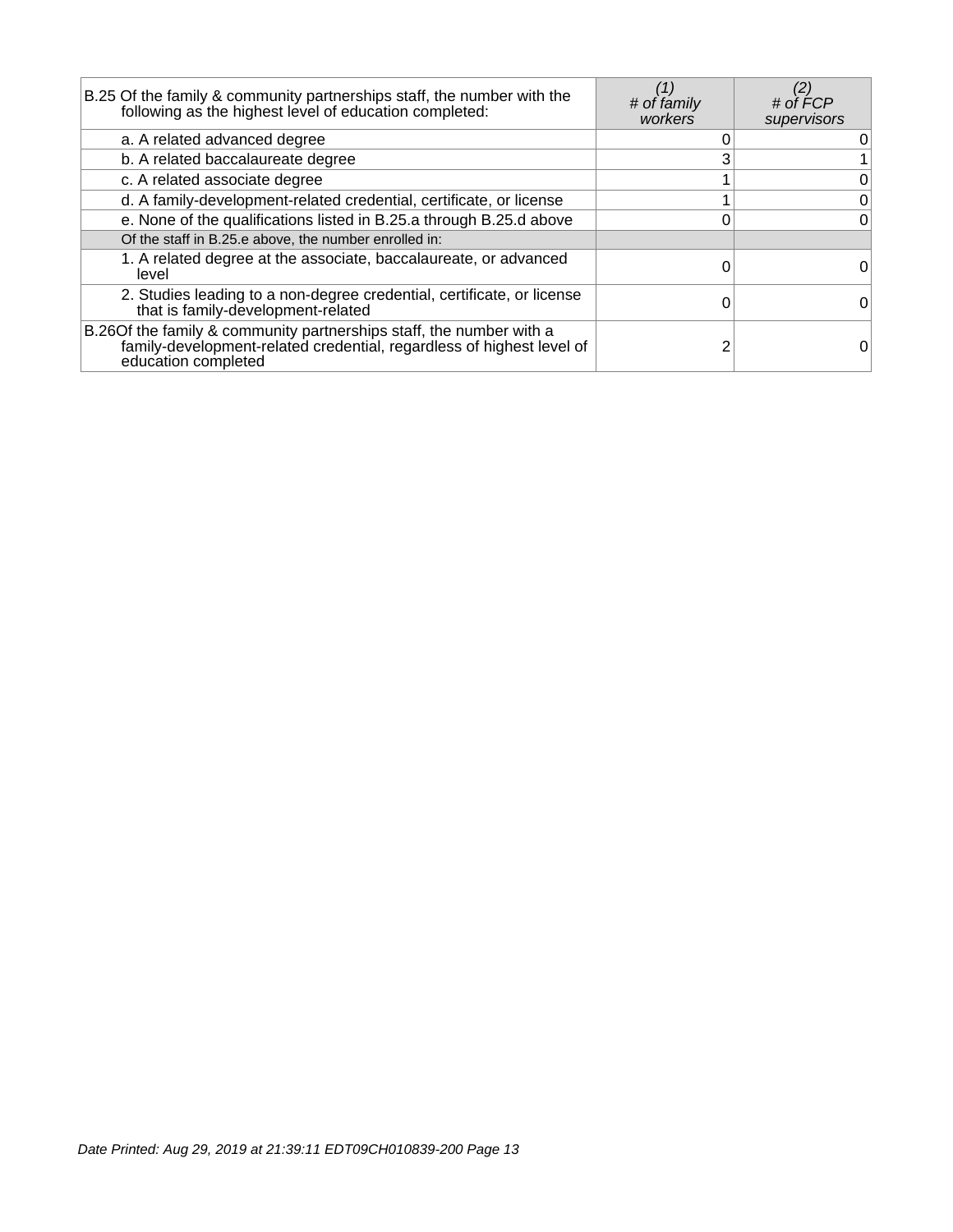| B.25 Of the family & community partnerships staff, the number with the following as the highest level of education completed: | *(1) # of family workers* | *(2) # of FCP supervisors* |
|---|---|---|
| a. A related advanced degree | 0 | 0 |
| b. A related baccalaureate degree | 3 | 1 |
| c. A related associate degree | 1 | 0 |
| d. A family-development-related credential, certificate, or license | 1 | 0 |
| e. None of the qualifications listed in B.25.a through B.25.d above | 0 | 0 |
| Of the staff in B.25.e above, the number enrolled in: | | |
| 1. A related degree at the associate, baccalaureate, or advanced level | 0 | 0 |
| 2. Studies leading to a non-degree credential, certificate, or license that is family-development-related | 0 | 0 |
| B.26 Of the family & community partnerships staff, the number with a family-development-related credential, regardless of highest level of education completed | 2 | 0 |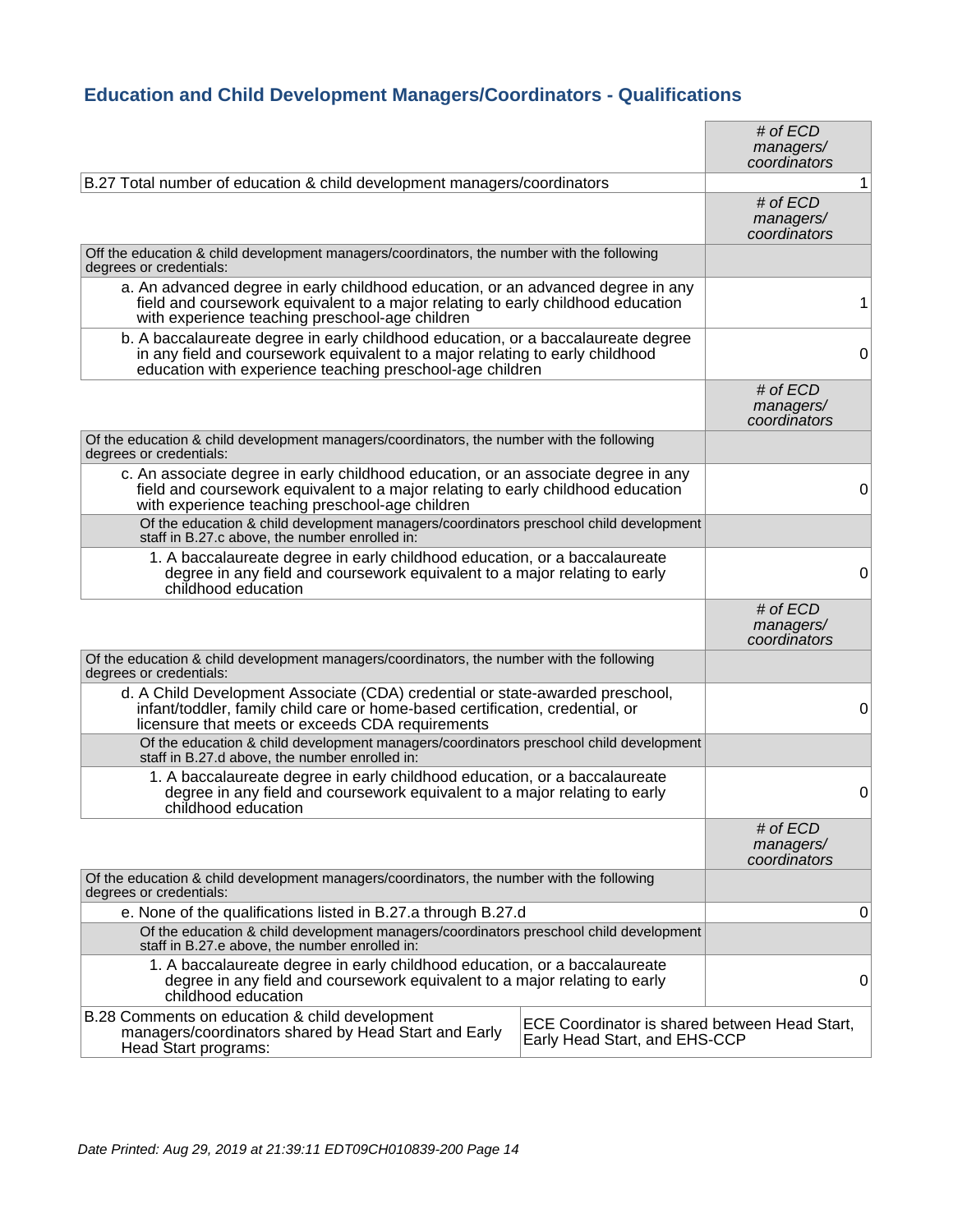## Education and Child Development Managers/Coordinators - Qualifications

| | *# of ECD managers/ coordinators* |
|---|---|
| B.27 Total number of education & child development managers/coordinators | 1 |
| | *# of ECD managers/ coordinators* |
| Off the education & child development managers/coordinators, the number with the following degrees or credentials: | |
| a. An advanced degree in early childhood education, or an advanced degree in any field and coursework equivalent to a major relating to early childhood education with experience teaching preschool-age children | 1 |
| b. A baccalaureate degree in early childhood education, or a baccalaureate degree in any field and coursework equivalent to a major relating to early childhood education with experience teaching preschool-age children | 0 |
| | *# of ECD managers/ coordinators* |
| Of the education & child development managers/coordinators, the number with the following degrees or credentials: | |
| c. An associate degree in early childhood education, or an associate degree in any field and coursework equivalent to a major relating to early childhood education with experience teaching preschool-age children | 0 |
| Of the education & child development managers/coordinators preschool child development staff in B.27.c above, the number enrolled in: | |
| 1. A baccalaureate degree in early childhood education, or a baccalaureate degree in any field and coursework equivalent to a major relating to early childhood education | 0 |
| | *# of ECD managers/ coordinators* |
| Of the education & child development managers/coordinators, the number with the following degrees or credentials: | |
| d. A Child Development Associate (CDA) credential or state-awarded preschool, infant/toddler, family child care or home-based certification, credential, or licensure that meets or exceeds CDA requirements | 0 |
| Of the education & child development managers/coordinators preschool child development staff in B.27.d above, the number enrolled in: | |
| 1. A baccalaureate degree in early childhood education, or a baccalaureate degree in any field and coursework equivalent to a major relating to early childhood education | 0 |
| | *# of ECD managers/ coordinators* |
| Of the education & child development managers/coordinators, the number with the following degrees or credentials: | |
| e. None of the qualifications listed in B.27.a through B.27.d | 0 |
| Of the education & child development managers/coordinators preschool child development staff in B.27.e above, the number enrolled in: | |
| 1. A baccalaureate degree in early childhood education, or a baccalaureate degree in any field and coursework equivalent to a major relating to early childhood education | 0 |

| B.28 Comments on education & child development managers/coordinators shared by Head Start and Early Head Start programs: | ECE Coordinator is shared between Head Start, Early Head Start, and EHS-CCP |
|---|---|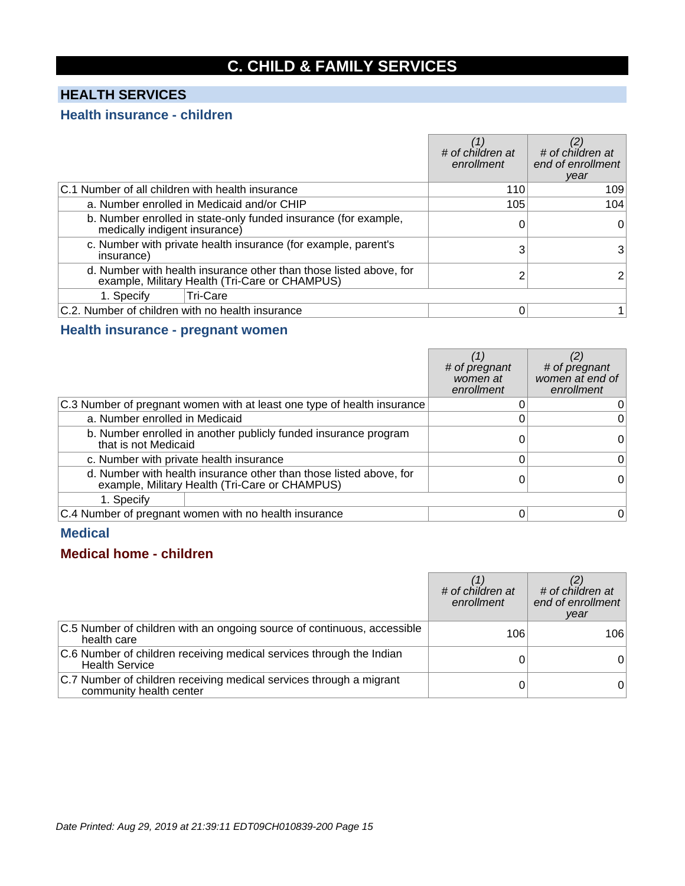# C. CHILD & FAMILY SERVICES

## HEALTH SERVICES

### Health insurance - children

| | *(1) # of children at enrollment* | *(2) # of children at end of enrollment year* |
|---|---|---|
| C.1 Number of all children with health insurance | 110 | 109 |
| a. Number enrolled in Medicaid and/or CHIP | 105 | 104 |
| b. Number enrolled in state-only funded insurance (for example, medically indigent insurance) | 0 | 0 |
| c. Number with private health insurance (for example, parent's insurance) | 3 | 3 |
| d. Number with health insurance other than those listed above, for example, Military Health (Tri-Care or CHAMPUS) | 2 | 2 |
| 1. Specify: Tri-Care | | |
| C.2. Number of children with no health insurance | 0 | 1 |

### Health insurance - pregnant women

| | *(1) # of pregnant women at enrollment* | *(2) # of pregnant women at end of enrollment* |
|---|---|---|
| C.3 Number of pregnant women with at least one type of health insurance | 0 | 0 |
| a. Number enrolled in Medicaid | 0 | 0 |
| b. Number enrolled in another publicly funded insurance program that is not Medicaid | 0 | 0 |
| c. Number with private health insurance | 0 | 0 |
| d. Number with health insurance other than those listed above, for example, Military Health (Tri-Care or CHAMPUS) | 0 | 0 |
| 1. Specify | | |
| C.4 Number of pregnant women with no health insurance | 0 | 0 |

### Medical

### Medical home - children

| | *(1) # of children at enrollment* | *(2) # of children at end of enrollment year* |
|---|---|---|
| C.5 Number of children with an ongoing source of continuous, accessible health care | 106 | 106 |
| C.6 Number of children receiving medical services through the Indian Health Service | 0 | 0 |
| C.7 Number of children receiving medical services through a migrant community health center | 0 | 0 |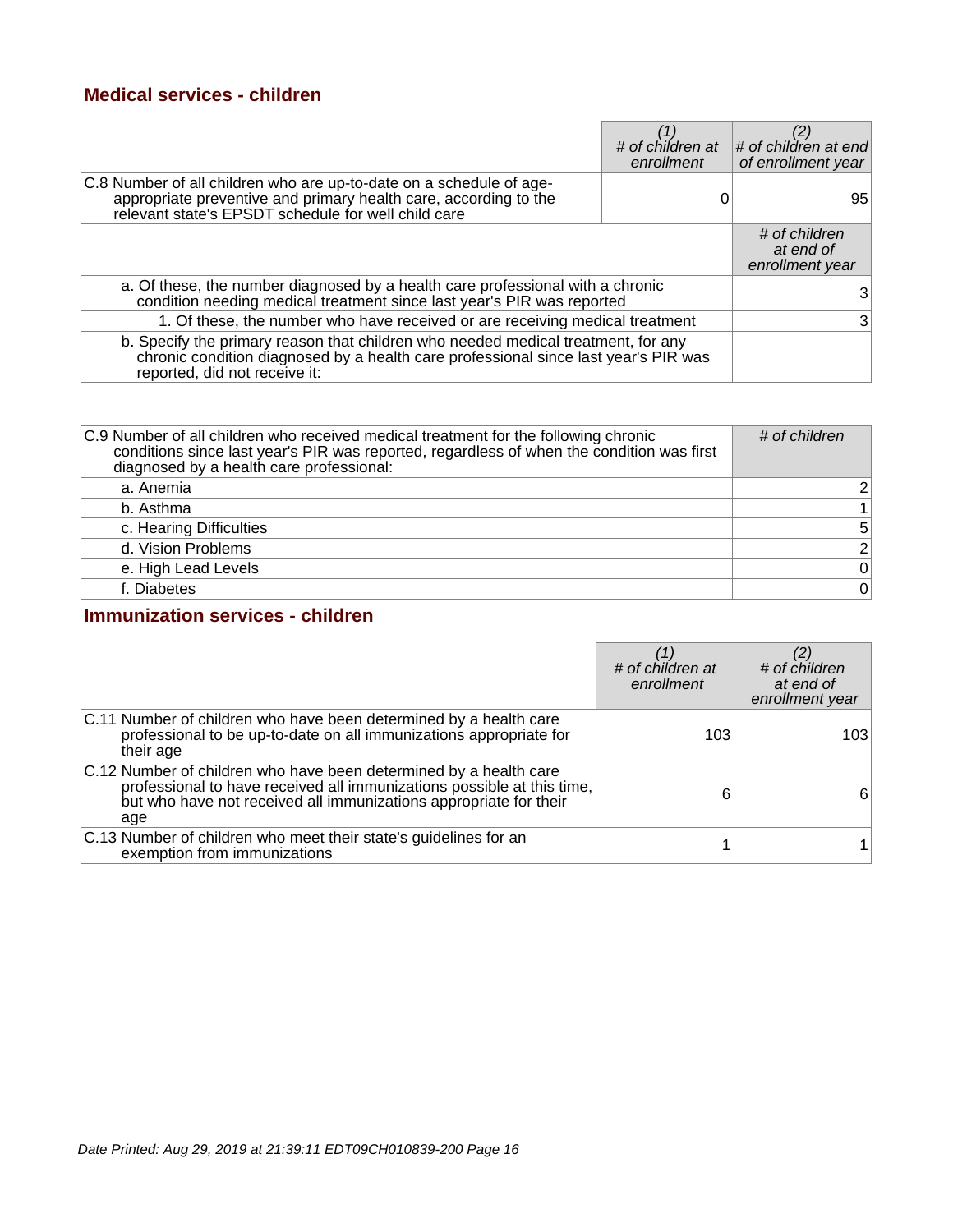## Medical services - children

| | (1) # of children at enrollment | (2) # of children at end of enrollment year |
|---|---|---|
| C.8 Number of all children who are up-to-date on a schedule of age-appropriate preventive and primary health care, according to the relevant state's EPSDT schedule for well child care | 0 | 95 |
| | | # of children at end of enrollment year |
| a. Of these, the number diagnosed by a health care professional with a chronic condition needing medical treatment since last year's PIR was reported | | 3 |
| 1. Of these, the number who have received or are receiving medical treatment | | 3 |
| b. Specify the primary reason that children who needed medical treatment, for any chronic condition diagnosed by a health care professional since last year's PIR was reported, did not receive it: | | |

| C.9 Number of all children who received medical treatment for the following chronic conditions since last year's PIR was reported, regardless of when the condition was first diagnosed by a health care professional: | # of children |
|---|---|
| a. Anemia | 2 |
| b. Asthma | 1 |
| c. Hearing Difficulties | 5 |
| d. Vision Problems | 2 |
| e. High Lead Levels | 0 |
| f. Diabetes | 0 |

## Immunization services - children

| | (1) # of children at enrollment | (2) # of children at end of enrollment year |
|---|---|---|
| C.11 Number of children who have been determined by a health care professional to be up-to-date on all immunizations appropriate for their age | 103 | 103 |
| C.12 Number of children who have been determined by a health care professional to have received all immunizations possible at this time, but who have not received all immunizations appropriate for their age | 6 | 6 |
| C.13 Number of children who meet their state's guidelines for an exemption from immunizations | 1 | 1 |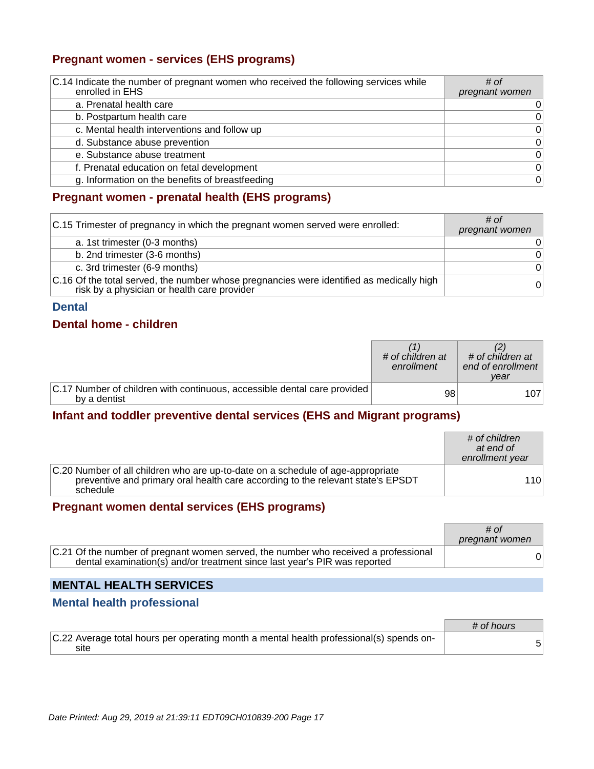### Pregnant women - services (EHS programs)

| C.14 Indicate the number of pregnant women who received the following services while enrolled in EHS | # of pregnant women |
|---|---|
| a. Prenatal health care | 0 |
| b. Postpartum health care | 0 |
| c. Mental health interventions and follow up | 0 |
| d. Substance abuse prevention | 0 |
| e. Substance abuse treatment | 0 |
| f. Prenatal education on fetal development | 0 |
| g. Information on the benefits of breastfeeding | 0 |

### Pregnant women - prenatal health (EHS programs)

| C.15 Trimester of pregnancy in which the pregnant women served were enrolled: | # of pregnant women |
|---|---|
| a. 1st trimester (0-3 months) | 0 |
| b. 2nd trimester (3-6 months) | 0 |
| c. 3rd trimester (6-9 months) | 0 |
| C.16 Of the total served, the number whose pregnancies were identified as medically high risk by a physician or health care provider | 0 |

## Dental

### Dental home - children

| | (1) # of children at enrollment | (2) # of children at end of enrollment year |
|---|---|---|
| C.17 Number of children with continuous, accessible dental care provided by a dentist | 98 | 107 |

### Infant and toddler preventive dental services (EHS and Migrant programs)

| | # of children at end of enrollment year |
|---|---|
| C.20 Number of all children who are up-to-date on a schedule of age-appropriate preventive and primary oral health care according to the relevant state's EPSDT schedule | 110 |

### Pregnant women dental services (EHS programs)

| | # of pregnant women |
|---|---|
| C.21 Of the number of pregnant women served, the number who received a professional dental examination(s) and/or treatment since last year's PIR was reported | 0 |

## MENTAL HEALTH SERVICES

### Mental health professional

| | # of hours |
|---|---|
| C.22 Average total hours per operating month a mental health professional(s) spends on-site | 5 |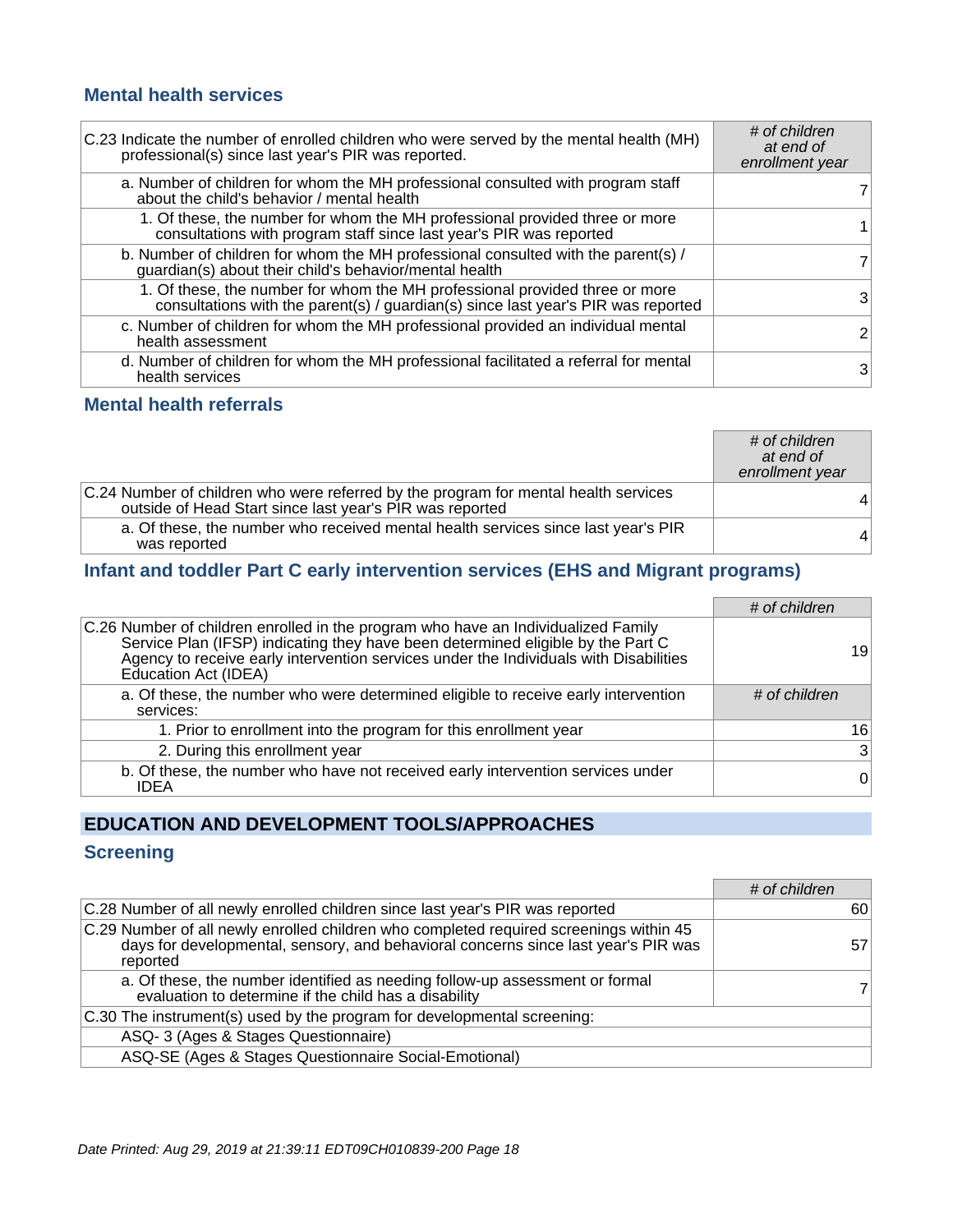### Mental health services

| C.23 Indicate the number of enrolled children who were served by the mental health (MH) professional(s) since last year's PIR was reported. | *# of children at end of enrollment year* |
|---|---|
| a. Number of children for whom the MH professional consulted with program staff about the child's behavior / mental health | 7 |
| 1. Of these, the number for whom the MH professional provided three or more consultations with program staff since last year's PIR was reported | 1 |
| b. Number of children for whom the MH professional consulted with the parent(s) / guardian(s) about their child's behavior/mental health | 7 |
| 1. Of these, the number for whom the MH professional provided three or more consultations with the parent(s) / guardian(s) since last year's PIR was reported | 3 |
| c. Number of children for whom the MH professional provided an individual mental health assessment | 2 |
| d. Number of children for whom the MH professional facilitated a referral for mental health services | 3 |

### Mental health referrals

| | *# of children at end of enrollment year* |
|---|---|
| C.24 Number of children who were referred by the program for mental health services outside of Head Start since last year's PIR was reported | 4 |
| a. Of these, the number who received mental health services since last year's PIR was reported | 4 |

### Infant and toddler Part C early intervention services (EHS and Migrant programs)

| | *# of children* |
|---|---|
| C.26 Number of children enrolled in the program who have an Individualized Family Service Plan (IFSP) indicating they have been determined eligible by the Part C Agency to receive early intervention services under the Individuals with Disabilities Education Act (IDEA) | 19 |
| a. Of these, the number who were determined eligible to receive early intervention services: | *# of children* |
| 1. Prior to enrollment into the program for this enrollment year | 16 |
| 2. During this enrollment year | 3 |
| b. Of these, the number who have not received early intervention services under IDEA | 0 |

## EDUCATION AND DEVELOPMENT TOOLS/APPROACHES

### Screening

| | *# of children* |
|---|---|
| C.28 Number of all newly enrolled children since last year's PIR was reported | 60 |
| C.29 Number of all newly enrolled children who completed required screenings within 45 days for developmental, sensory, and behavioral concerns since last year's PIR was reported | 57 |
| a. Of these, the number identified as needing follow-up assessment or formal evaluation to determine if the child has a disability | 7 |

C.30 The instrument(s) used by the program for developmental screening:

- ASQ- 3 (Ages & Stages Questionnaire)
- ASQ-SE (Ages & Stages Questionnaire Social-Emotional)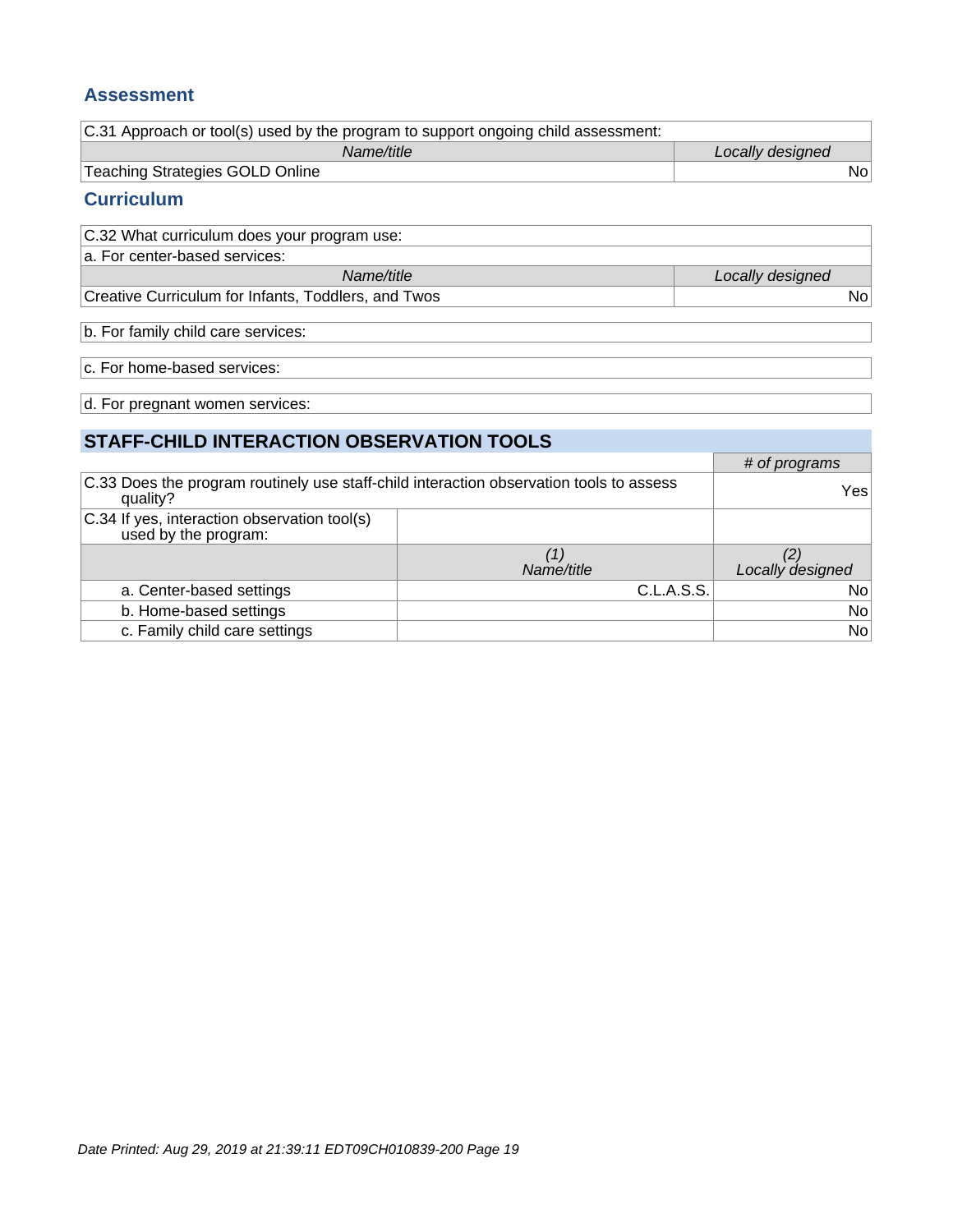## Assessment

| C.31 Approach or tool(s) used by the program to support ongoing child assessment: | |
|---|---|
| *Name/title* | *Locally designed* |
| Teaching Strategies GOLD Online | No |

## Curriculum

| C.32 What curriculum does your program use: | |
|---|---|
| a. For center-based services: | |
| *Name/title* | *Locally designed* |
| Creative Curriculum for Infants, Toddlers, and Twos | No |

b. For family child care services:

c. For home-based services:

d. For pregnant women services:

## STAFF-CHILD INTERACTION OBSERVATION TOOLS

| | | *# of programs* |
|---|---|---|
| C.33 Does the program routinely use staff-child interaction observation tools to assess quality? | | Yes |
| C.34 If yes, interaction observation tool(s) used by the program: | | |
| | *(1) Name/title* | *(2) Locally designed* |
| a. Center-based settings | C.L.A.S.S. | No |
| b. Home-based settings | | No |
| c. Family child care settings | | No |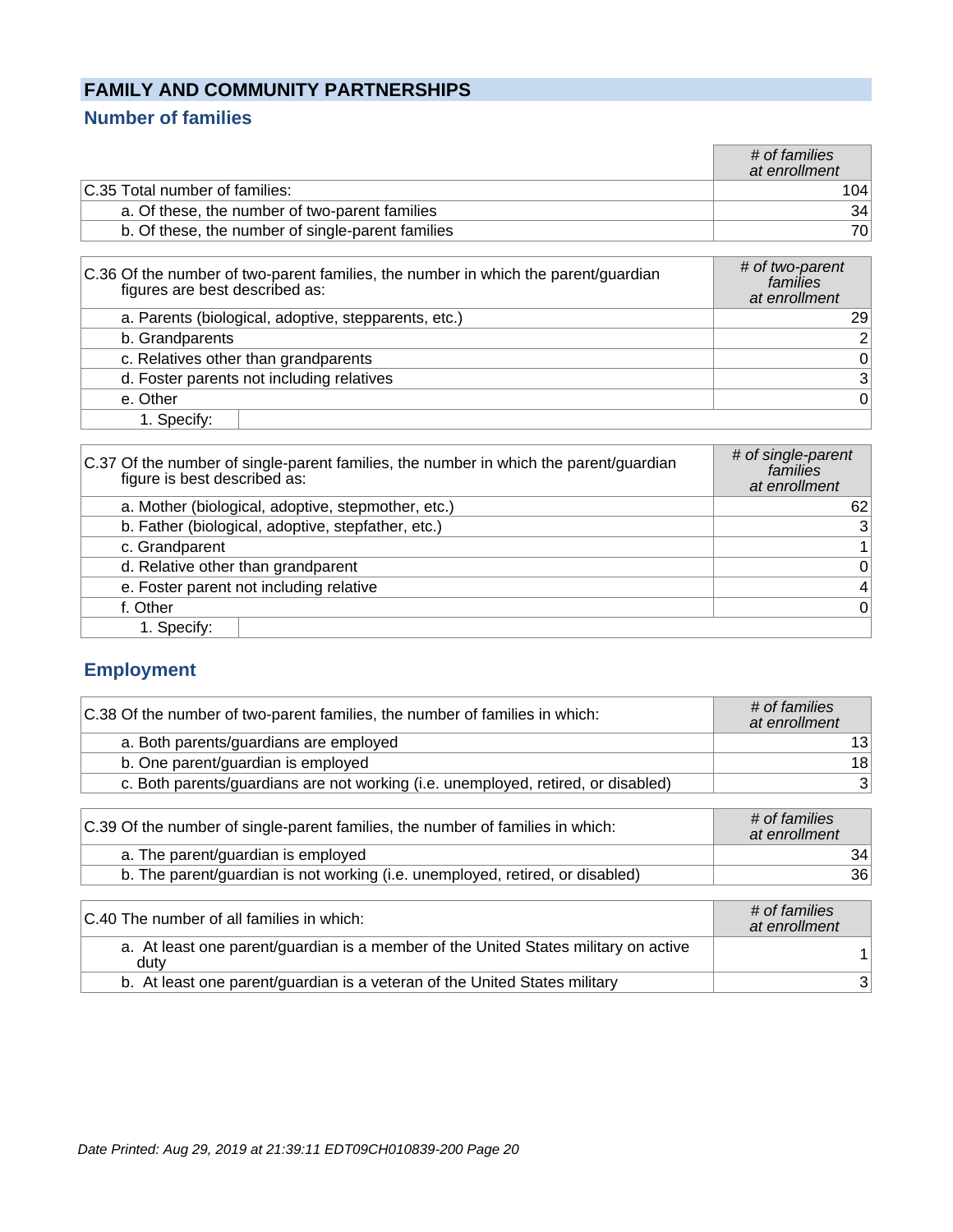## FAMILY AND COMMUNITY PARTNERSHIPS

### Number of families

| | *# of families at enrollment* |
|---|---|
| C.35 Total number of families: | 104 |
| a. Of these, the number of two-parent families | 34 |
| b. Of these, the number of single-parent families | 70 |

| C.36 Of the number of two-parent families, the number in which the parent/guardian figures are best described as: | *# of two-parent families at enrollment* |
|---|---|
| a. Parents (biological, adoptive, stepparents, etc.) | 29 |
| b. Grandparents | 2 |
| c. Relatives other than grandparents | 0 |
| d. Foster parents not including relatives | 3 |
| e. Other | 0 |
| 1. Specify: | |

| C.37 Of the number of single-parent families, the number in which the parent/guardian figure is best described as: | *# of single-parent families at enrollment* |
|---|---|
| a. Mother (biological, adoptive, stepmother, etc.) | 62 |
| b. Father (biological, adoptive, stepfather, etc.) | 3 |
| c. Grandparent | 1 |
| d. Relative other than grandparent | 0 |
| e. Foster parent not including relative | 4 |
| f. Other | 0 |
| 1. Specify: | |

### Employment

| C.38 Of the number of two-parent families, the number of families in which: | *# of families at enrollment* |
|---|---|
| a. Both parents/guardians are employed | 13 |
| b. One parent/guardian is employed | 18 |
| c. Both parents/guardians are not working (i.e. unemployed, retired, or disabled) | 3 |

| C.39 Of the number of single-parent families, the number of families in which: | *# of families at enrollment* |
|---|---|
| a. The parent/guardian is employed | 34 |
| b. The parent/guardian is not working (i.e. unemployed, retired, or disabled) | 36 |

| C.40 The number of all families in which: | *# of families at enrollment* |
|---|---|
| a. At least one parent/guardian is a member of the United States military on active duty | 1 |
| b. At least one parent/guardian is a veteran of the United States military | 3 |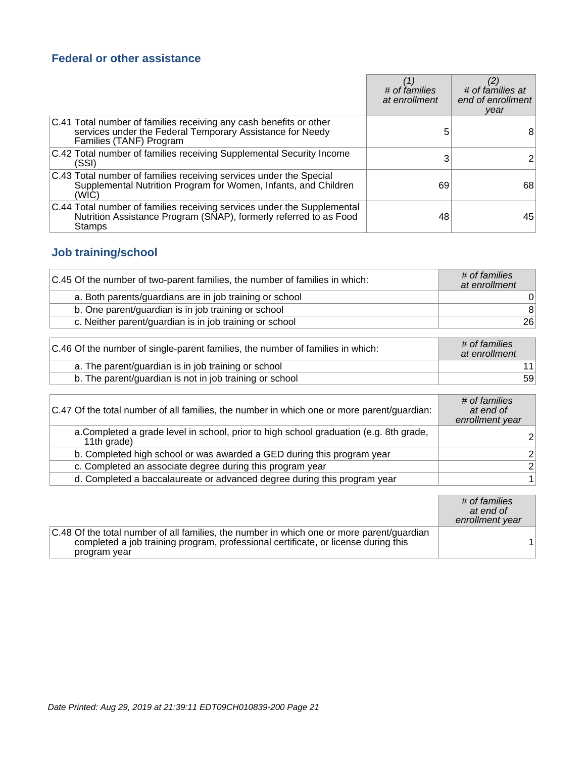## Federal or other assistance

| | (1)<br>*# of families at enrollment* | (2)<br>*# of families at end of enrollment year* |
|---|---|---|
| C.41 Total number of families receiving any cash benefits or other services under the Federal Temporary Assistance for Needy Families (TANF) Program | 5 | 8 |
| C.42 Total number of families receiving Supplemental Security Income (SSI) | 3 | 2 |
| C.43 Total number of families receiving services under the Special Supplemental Nutrition Program for Women, Infants, and Children (WIC) | 69 | 68 |
| C.44 Total number of families receiving services under the Supplemental Nutrition Assistance Program (SNAP), formerly referred to as Food Stamps | 48 | 45 |

## Job training/school

| C.45 Of the number of two-parent families, the number of families in which: | *# of families at enrollment* |
|---|---|
| a. Both parents/guardians are in job training or school | 0 |
| b. One parent/guardian is in job training or school | 8 |
| c. Neither parent/guardian is in job training or school | 26 |

| C.46 Of the number of single-parent families, the number of families in which: | *# of families at enrollment* |
|---|---|
| a. The parent/guardian is in job training or school | 11 |
| b. The parent/guardian is not in job training or school | 59 |

| C.47 Of the total number of all families, the number in which one or more parent/guardian: | *# of families at end of enrollment year* |
|---|---|
| a.Completed a grade level in school, prior to high school graduation (e.g. 8th grade, 11th grade) | 2 |
| b. Completed high school or was awarded a GED during this program year | 2 |
| c. Completed an associate degree during this program year | 2 |
| d. Completed a baccalaureate or advanced degree during this program year | 1 |

| | *# of families at end of enrollment year* |
|---|---|
| C.48 Of the total number of all families, the number in which one or more parent/guardian completed a job training program, professional certificate, or license during this program year | 1 |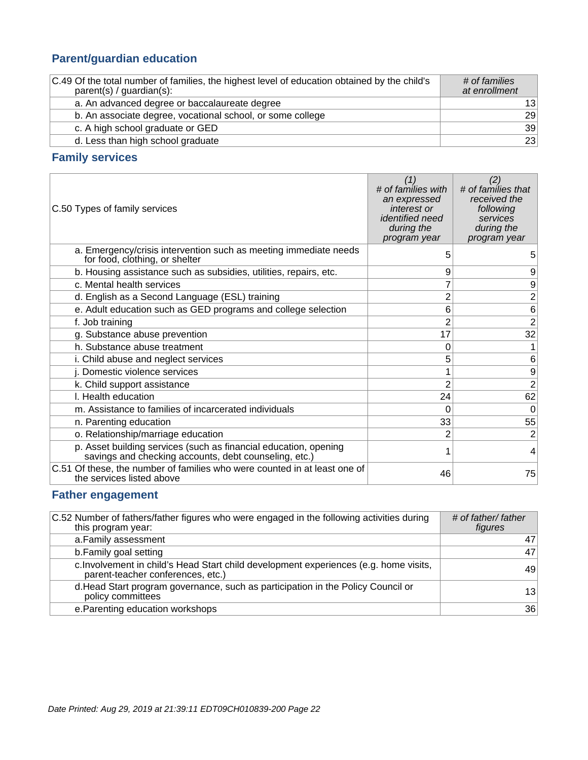## Parent/guardian education

| C.49 Of the total number of families, the highest level of education obtained by the child's parent(s) / guardian(s): | *# of families at enrollment* |
|---|---|
| a. An advanced degree or baccalaureate degree | 13 |
| b. An associate degree, vocational school, or some college | 29 |
| c. A high school graduate or GED | 39 |
| d. Less than high school graduate | 23 |

## Family services

| C.50 Types of family services | *(1) # of families with an expressed interest or identified need during the program year* | *(2) # of families that received the following services during the program year* |
|---|---|---|
| a. Emergency/crisis intervention such as meeting immediate needs for food, clothing, or shelter | 5 | 5 |
| b. Housing assistance such as subsidies, utilities, repairs, etc. | 9 | 9 |
| c. Mental health services | 7 | 9 |
| d. English as a Second Language (ESL) training | 2 | 2 |
| e. Adult education such as GED programs and college selection | 6 | 6 |
| f. Job training | 2 | 2 |
| g. Substance abuse prevention | 17 | 32 |
| h. Substance abuse treatment | 0 | 1 |
| i. Child abuse and neglect services | 5 | 6 |
| j. Domestic violence services | 1 | 9 |
| k. Child support assistance | 2 | 2 |
| l. Health education | 24 | 62 |
| m. Assistance to families of incarcerated individuals | 0 | 0 |
| n. Parenting education | 33 | 55 |
| o. Relationship/marriage education | 2 | 2 |
| p. Asset building services (such as financial education, opening savings and checking accounts, debt counseling, etc.) | 1 | 4 |
| C.51 Of these, the number of families who were counted in at least one of the services listed above | 46 | 75 |

## Father engagement

| C.52 Number of fathers/father figures who were engaged in the following activities during this program year: | *# of father/ father figures* |
|---|---|
| a.Family assessment | 47 |
| b.Family goal setting | 47 |
| c.Involvement in child's Head Start child development experiences (e.g. home visits, parent-teacher conferences, etc.) | 49 |
| d.Head Start program governance, such as participation in the Policy Council or policy committees | 13 |
| e.Parenting education workshops | 36 |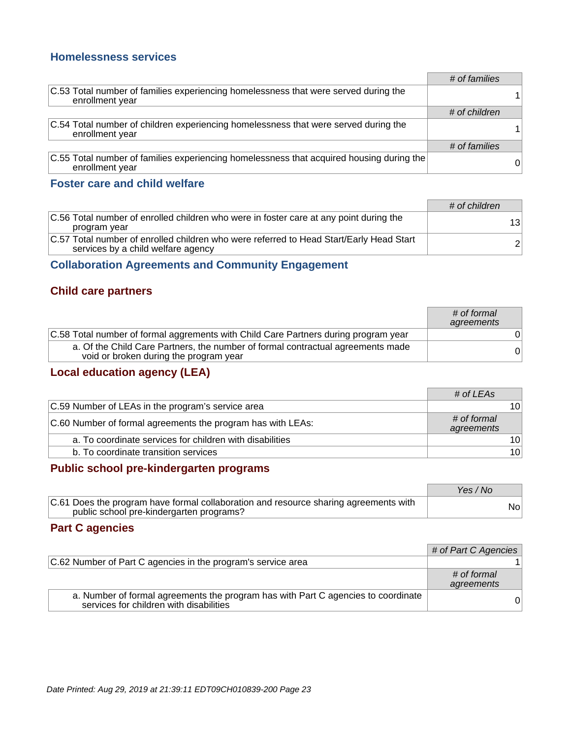### Homelessness services

| | # of families |
|---|---|
| C.53 Total number of families experiencing homelessness that were served during the enrollment year | 1 |
| | # of children |
| C.54 Total number of children experiencing homelessness that were served during the enrollment year | 1 |
| | # of families |
| C.55 Total number of families experiencing homelessness that acquired housing during the enrollment year | 0 |

### Foster care and child welfare

| | # of children |
|---|---|
| C.56 Total number of enrolled children who were in foster care at any point during the program year | 13 |
| C.57 Total number of enrolled children who were referred to Head Start/Early Head Start services by a child welfare agency | 2 |

### Collaboration Agreements and Community Engagement

#### Child care partners

| | # of formal agreements |
|---|---|
| C.58 Total number of formal aggrements with Child Care Partners during program year | 0 |
| a. Of the Child Care Partners, the number of formal contractual agreements made void or broken during the program year | 0 |

#### Local education agency (LEA)

| | # of LEAs |
|---|---|
| C.59 Number of LEAs in the program's service area | 10 |
| C.60 Number of formal agreements the program has with LEAs: | # of formal agreements |
| a. To coordinate services for children with disabilities | 10 |
| b. To coordinate transition services | 10 |

#### Public school pre-kindergarten programs

| | Yes / No |
|---|---|
| C.61 Does the program have formal collaboration and resource sharing agreements with public school pre-kindergarten programs? | No |

#### Part C agencies

| | # of Part C Agencies |
|---|---|
| C.62 Number of Part C agencies in the program's service area | 1 |
| | # of formal agreements |
| a. Number of formal agreements the program has with Part C agencies to coordinate services for children with disabilities | 0 |

*Date Printed: Aug 29, 2019 at 21:39:11 EDT09CH010839-200*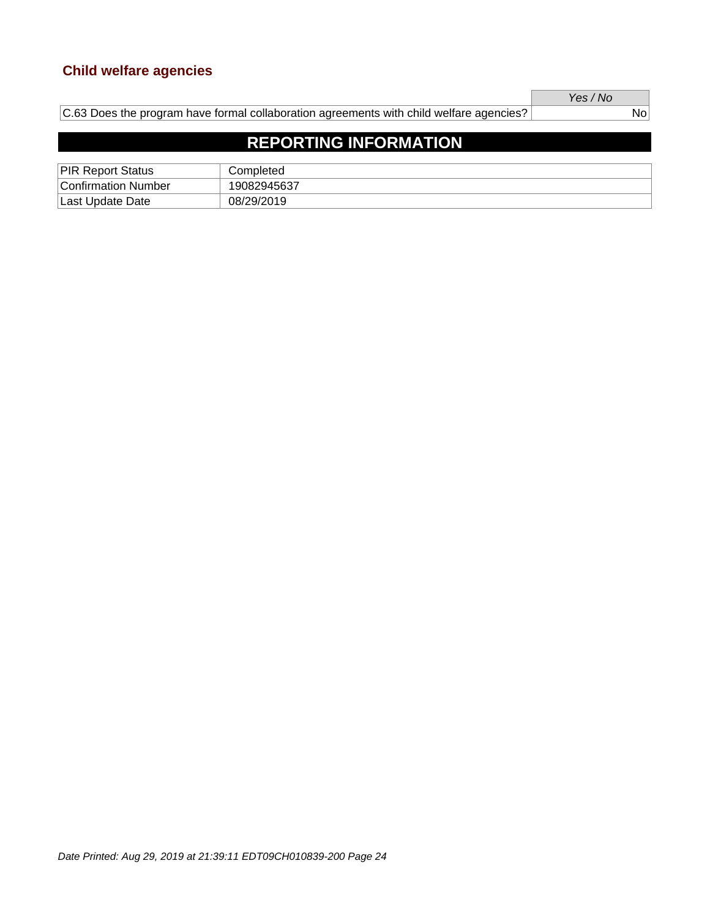### Child welfare agencies

| | Yes / No |
|---|---|
| C.63 Does the program have formal collaboration agreements with child welfare agencies? | No |

## REPORTING INFORMATION

| | |
|---|---|
| PIR Report Status | Completed |
| Confirmation Number | 19082945637 |
| Last Update Date | 08/29/2019 |